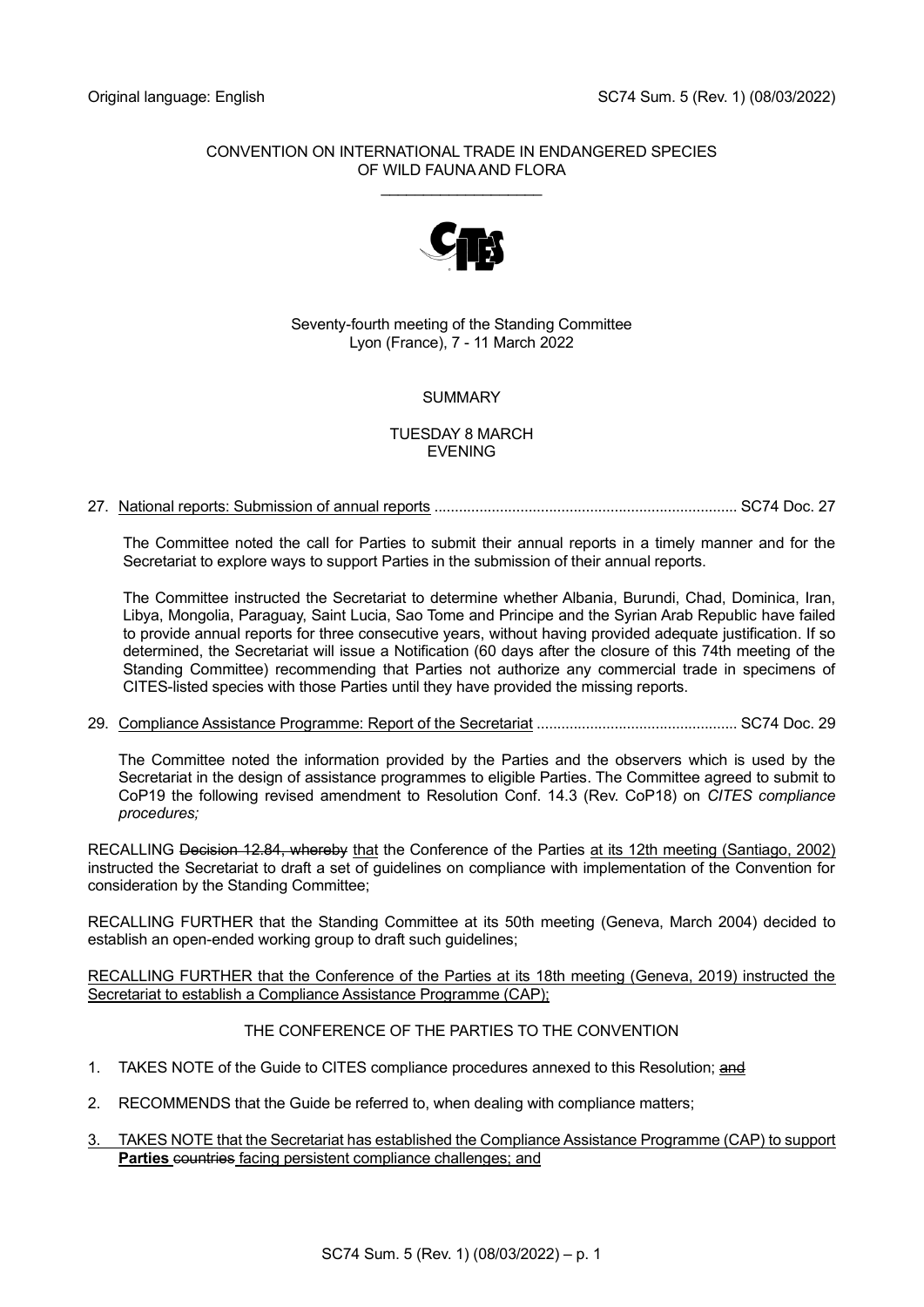Original language: English SC74 Sum. 5 (Rev. 1) (08/03/2022)

CONVENTION ON INTERNATIONAL TRADE IN ENDANGERED SPECIES OF WILD FAUNA AND FLORA

\_\_\_\_\_\_\_\_\_\_\_\_\_\_\_\_\_\_\_\_

Seventy-fourth meeting of the Standing Committee
Lyon (France), 7 - 11 March 2022

SUMMARY

TUESDAY 8 MARCH
EVENING

27. <u>National reports: Submission of annual reports</u> .......................................................................... SC74 Doc. 27

The Committee noted the call for Parties to submit their annual reports in a timely manner and for the Secretariat to explore ways to support Parties in the submission of their annual reports.

The Committee instructed the Secretariat to determine whether Albania, Burundi, Chad, Dominica, Iran, Libya, Mongolia, Paraguay, Saint Lucia, Sao Tome and Principe and the Syrian Arab Republic have failed to provide annual reports for three consecutive years, without having provided adequate justification. If so determined, the Secretariat will issue a Notification (60 days after the closure of this 74th meeting of the Standing Committee) recommending that Parties not authorize any commercial trade in specimens of CITES-listed species with those Parties until they have provided the missing reports.

29. <u>Compliance Assistance Programme: Report of the Secretariat</u> ................................................. SC74 Doc. 29

The Committee noted the information provided by the Parties and the observers which is used by the Secretariat in the design of assistance programmes to eligible Parties. The Committee agreed to submit to CoP19 the following revised amendment to Resolution Conf. 14.3 (Rev. CoP18) on *CITES compliance procedures;*

RECALLING ~~Decision 12.84, whereby~~ <u>that</u> the Conference of the Parties <u>at its 12th meeting (Santiago, 2002)</u> instructed the Secretariat to draft a set of guidelines on compliance with implementation of the Convention for consideration by the Standing Committee;

RECALLING FURTHER that the Standing Committee at its 50th meeting (Geneva, March 2004) decided to establish an open-ended working group to draft such guidelines;

<u>RECALLING FURTHER that the Conference of the Parties at its 18th meeting (Geneva, 2019) instructed the Secretariat to establish a Compliance Assistance Programme (CAP);</u>

THE CONFERENCE OF THE PARTIES TO THE CONVENTION

1. TAKES NOTE of the Guide to CITES compliance procedures annexed to this Resolution; ~~and~~

2. RECOMMENDS that the Guide be referred to, when dealing with compliance matters;

3. <u>TAKES NOTE that the Secretariat has established the Compliance Assistance Programme (CAP) to support</u> **Parties** ~~countries~~ <u>facing persistent compliance challenges; and</u>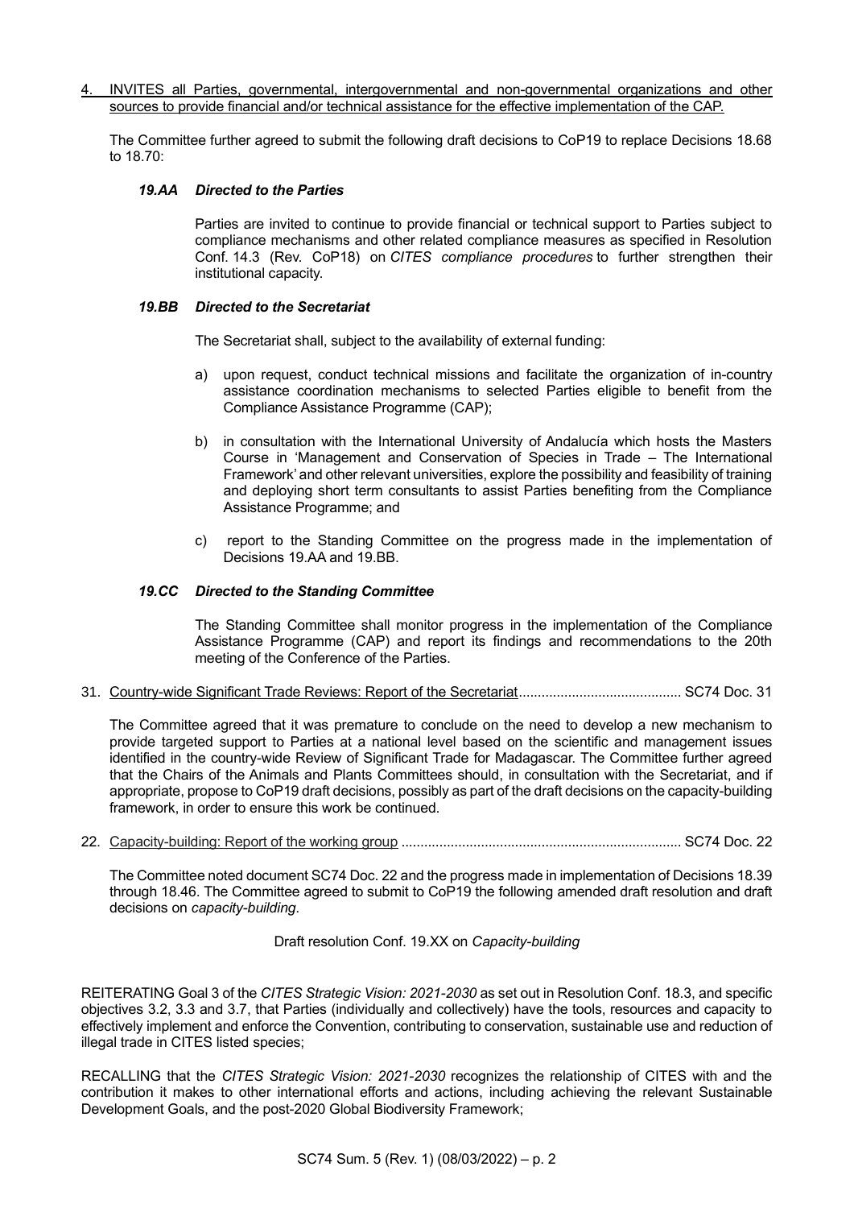4. INVITES all Parties, governmental, intergovernmental and non-governmental organizations and other sources to provide financial and/or technical assistance for the effective implementation of the CAP.

The Committee further agreed to submit the following draft decisions to CoP19 to replace Decisions 18.68 to 18.70:

***19.AA Directed to the Parties***

Parties are invited to continue to provide financial or technical support to Parties subject to compliance mechanisms and other related compliance measures as specified in Resolution Conf. 14.3 (Rev. CoP18) on *CITES compliance procedures* to further strengthen their institutional capacity.

***19.BB Directed to the Secretariat***

The Secretariat shall, subject to the availability of external funding:

a) upon request, conduct technical missions and facilitate the organization of in-country assistance coordination mechanisms to selected Parties eligible to benefit from the Compliance Assistance Programme (CAP);

b) in consultation with the International University of Andalucía which hosts the Masters Course in 'Management and Conservation of Species in Trade – The International Framework' and other relevant universities, explore the possibility and feasibility of training and deploying short term consultants to assist Parties benefiting from the Compliance Assistance Programme; and

c) report to the Standing Committee on the progress made in the implementation of Decisions 19.AA and 19.BB.

***19.CC Directed to the Standing Committee***

The Standing Committee shall monitor progress in the implementation of the Compliance Assistance Programme (CAP) and report its findings and recommendations to the 20th meeting of the Conference of the Parties.

31. Country-wide Significant Trade Reviews: Report of the Secretariat........................................... SC74 Doc. 31

The Committee agreed that it was premature to conclude on the need to develop a new mechanism to provide targeted support to Parties at a national level based on the scientific and management issues identified in the country-wide Review of Significant Trade for Madagascar. The Committee further agreed that the Chairs of the Animals and Plants Committees should, in consultation with the Secretariat, and if appropriate, propose to CoP19 draft decisions, possibly as part of the draft decisions on the capacity-building framework, in order to ensure this work be continued.

22. Capacity-building: Report of the working group .......................................................................... SC74 Doc. 22

The Committee noted document SC74 Doc. 22 and the progress made in implementation of Decisions 18.39 through 18.46. The Committee agreed to submit to CoP19 the following amended draft resolution and draft decisions on *capacity-building*.

Draft resolution Conf. 19.XX on *Capacity-building*

REITERATING Goal 3 of the *CITES Strategic Vision: 2021-2030* as set out in Resolution Conf. 18.3, and specific objectives 3.2, 3.3 and 3.7, that Parties (individually and collectively) have the tools, resources and capacity to effectively implement and enforce the Convention, contributing to conservation, sustainable use and reduction of illegal trade in CITES listed species;

RECALLING that the *CITES Strategic Vision: 2021-2030* recognizes the relationship of CITES with and the contribution it makes to other international efforts and actions, including achieving the relevant Sustainable Development Goals, and the post-2020 Global Biodiversity Framework;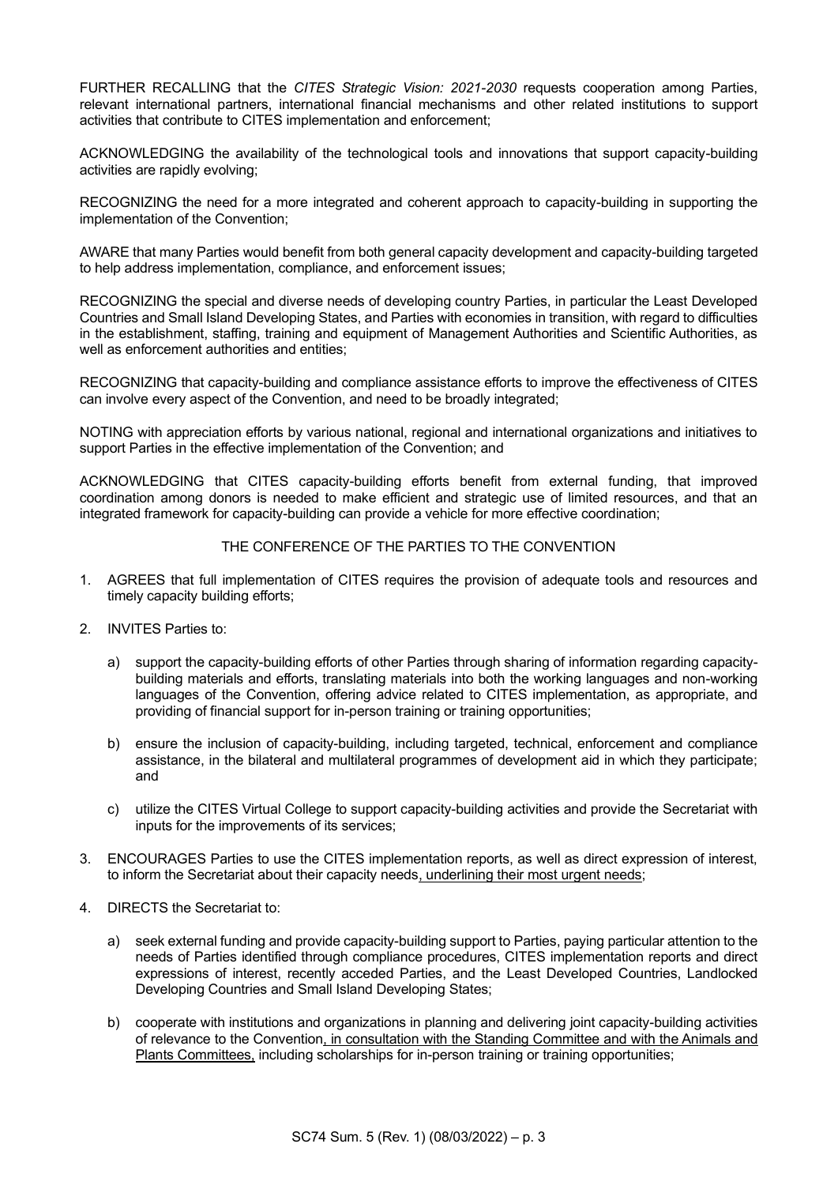FURTHER RECALLING that the *CITES Strategic Vision: 2021-2030* requests cooperation among Parties, relevant international partners, international financial mechanisms and other related institutions to support activities that contribute to CITES implementation and enforcement;

ACKNOWLEDGING the availability of the technological tools and innovations that support capacity-building activities are rapidly evolving;

RECOGNIZING the need for a more integrated and coherent approach to capacity-building in supporting the implementation of the Convention;

AWARE that many Parties would benefit from both general capacity development and capacity-building targeted to help address implementation, compliance, and enforcement issues;

RECOGNIZING the special and diverse needs of developing country Parties, in particular the Least Developed Countries and Small Island Developing States, and Parties with economies in transition, with regard to difficulties in the establishment, staffing, training and equipment of Management Authorities and Scientific Authorities, as well as enforcement authorities and entities;

RECOGNIZING that capacity-building and compliance assistance efforts to improve the effectiveness of CITES can involve every aspect of the Convention, and need to be broadly integrated;

NOTING with appreciation efforts by various national, regional and international organizations and initiatives to support Parties in the effective implementation of the Convention; and

ACKNOWLEDGING that CITES capacity-building efforts benefit from external funding, that improved coordination among donors is needed to make efficient and strategic use of limited resources, and that an integrated framework for capacity-building can provide a vehicle for more effective coordination;

THE CONFERENCE OF THE PARTIES TO THE CONVENTION

1. AGREES that full implementation of CITES requires the provision of adequate tools and resources and timely capacity building efforts;

2. INVITES Parties to:

   a) support the capacity-building efforts of other Parties through sharing of information regarding capacity-building materials and efforts, translating materials into both the working languages and non-working languages of the Convention, offering advice related to CITES implementation, as appropriate, and providing of financial support for in-person training or training opportunities;

   b) ensure the inclusion of capacity-building, including targeted, technical, enforcement and compliance assistance, in the bilateral and multilateral programmes of development aid in which they participate; and

   c) utilize the CITES Virtual College to support capacity-building activities and provide the Secretariat with inputs for the improvements of its services;

3. ENCOURAGES Parties to use the CITES implementation reports, as well as direct expression of interest, to inform the Secretariat about their capacity needs<u>, underlining their most urgent needs</u>;

4. DIRECTS the Secretariat to:

   a) seek external funding and provide capacity-building support to Parties, paying particular attention to the needs of Parties identified through compliance procedures, CITES implementation reports and direct expressions of interest, recently acceded Parties, and the Least Developed Countries, Landlocked Developing Countries and Small Island Developing States;

   b) cooperate with institutions and organizations in planning and delivering joint capacity-building activities of relevance to the Convention<u>, in consultation with the Standing Committee and with the Animals and Plants Committees,</u> including scholarships for in-person training or training opportunities;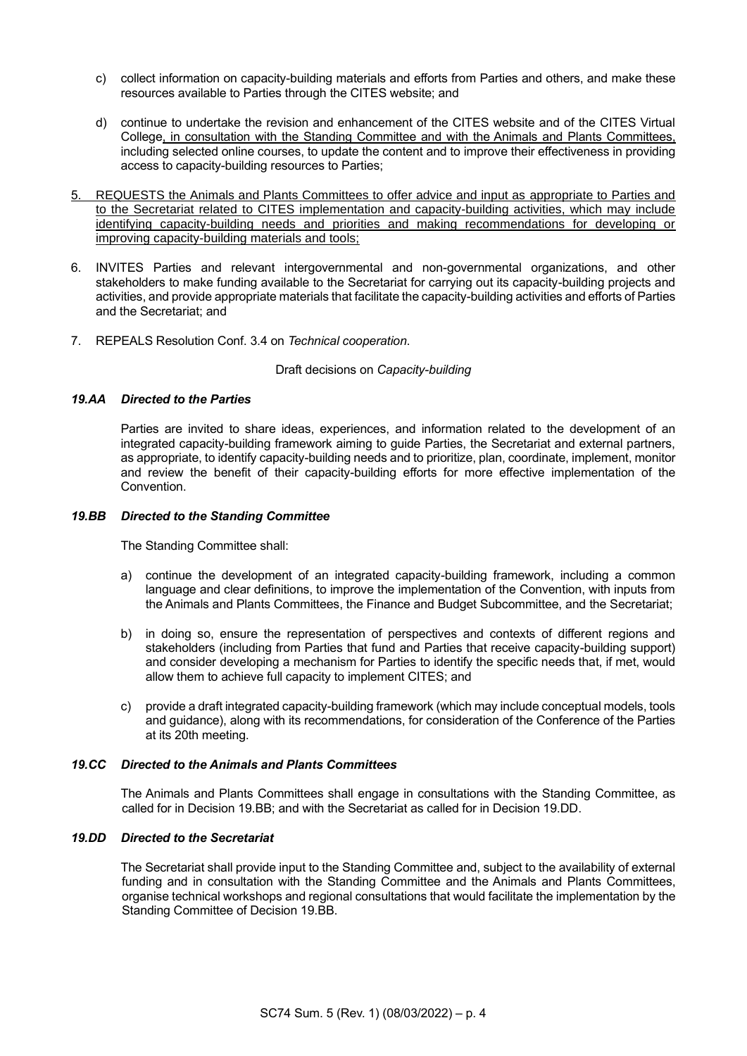c) collect information on capacity-building materials and efforts from Parties and others, and make these resources available to Parties through the CITES website; and

d) continue to undertake the revision and enhancement of the CITES website and of the CITES Virtual College, in consultation with the Standing Committee and with the Animals and Plants Committees, including selected online courses, to update the content and to improve their effectiveness in providing access to capacity-building resources to Parties;

5. REQUESTS the Animals and Plants Committees to offer advice and input as appropriate to Parties and to the Secretariat related to CITES implementation and capacity-building activities, which may include identifying capacity-building needs and priorities and making recommendations for developing or improving capacity-building materials and tools;

6. INVITES Parties and relevant intergovernmental and non-governmental organizations, and other stakeholders to make funding available to the Secretariat for carrying out its capacity-building projects and activities, and provide appropriate materials that facilitate the capacity-building activities and efforts of Parties and the Secretariat; and

7. REPEALS Resolution Conf. 3.4 on *Technical cooperation*.

Draft decisions on *Capacity-building*

***19.AA Directed to the Parties***

Parties are invited to share ideas, experiences, and information related to the development of an integrated capacity-building framework aiming to guide Parties, the Secretariat and external partners, as appropriate, to identify capacity-building needs and to prioritize, plan, coordinate, implement, monitor and review the benefit of their capacity-building efforts for more effective implementation of the Convention.

***19.BB Directed to the Standing Committee***

The Standing Committee shall:

a) continue the development of an integrated capacity-building framework, including a common language and clear definitions, to improve the implementation of the Convention, with inputs from the Animals and Plants Committees, the Finance and Budget Subcommittee, and the Secretariat;

b) in doing so, ensure the representation of perspectives and contexts of different regions and stakeholders (including from Parties that fund and Parties that receive capacity-building support) and consider developing a mechanism for Parties to identify the specific needs that, if met, would allow them to achieve full capacity to implement CITES; and

c) provide a draft integrated capacity-building framework (which may include conceptual models, tools and guidance), along with its recommendations, for consideration of the Conference of the Parties at its 20th meeting.

***19.CC Directed to the Animals and Plants Committees***

The Animals and Plants Committees shall engage in consultations with the Standing Committee, as called for in Decision 19.BB; and with the Secretariat as called for in Decision 19.DD.

***19.DD Directed to the Secretariat***

The Secretariat shall provide input to the Standing Committee and, subject to the availability of external funding and in consultation with the Standing Committee and the Animals and Plants Committees, organise technical workshops and regional consultations that would facilitate the implementation by the Standing Committee of Decision 19.BB.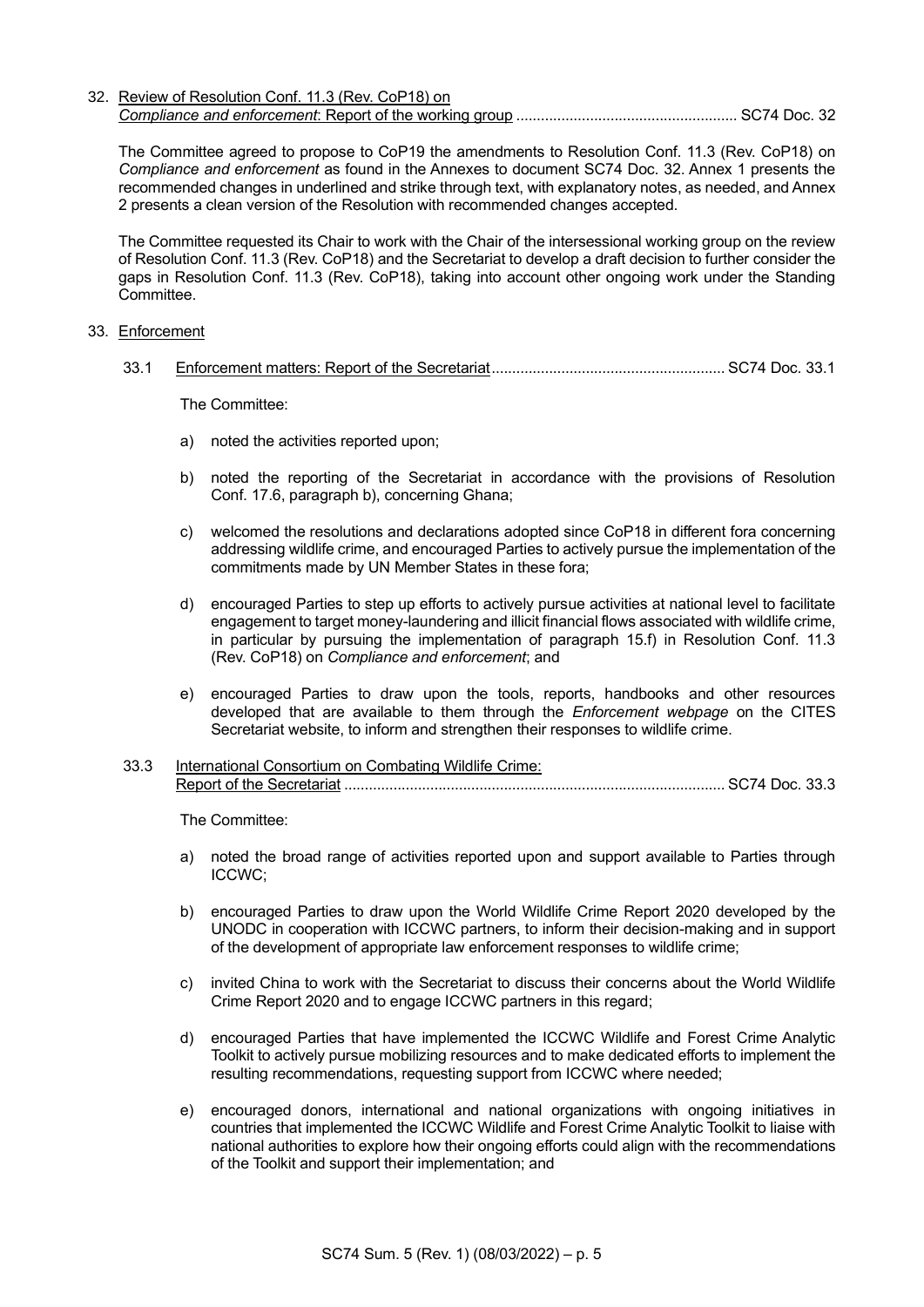32. <u>Review of Resolution Conf. 11.3 (Rev. CoP18) on *Compliance and enforcement*: Report of the working group</u> ..................................................... SC74 Doc. 32

The Committee agreed to propose to CoP19 the amendments to Resolution Conf. 11.3 (Rev. CoP18) on *Compliance and enforcement* as found in the Annexes to document SC74 Doc. 32. Annex 1 presents the recommended changes in underlined and strike through text, with explanatory notes, as needed, and Annex 2 presents a clean version of the Resolution with recommended changes accepted.

The Committee requested its Chair to work with the Chair of the intersessional working group on the review of Resolution Conf. 11.3 (Rev. CoP18) and the Secretariat to develop a draft decision to further consider the gaps in Resolution Conf. 11.3 (Rev. CoP18), taking into account other ongoing work under the Standing Committee.

33. <u>Enforcement</u>

33.1 <u>Enforcement matters: Report of the Secretariat</u>........................................................ SC74 Doc. 33.1

The Committee:

a) noted the activities reported upon;

b) noted the reporting of the Secretariat in accordance with the provisions of Resolution Conf. 17.6, paragraph b), concerning Ghana;

c) welcomed the resolutions and declarations adopted since CoP18 in different fora concerning addressing wildlife crime, and encouraged Parties to actively pursue the implementation of the commitments made by UN Member States in these fora;

d) encouraged Parties to step up efforts to actively pursue activities at national level to facilitate engagement to target money-laundering and illicit financial flows associated with wildlife crime, in particular by pursuing the implementation of paragraph 15.f) in Resolution Conf. 11.3 (Rev. CoP18) on *Compliance and enforcement*; and

e) encouraged Parties to draw upon the tools, reports, handbooks and other resources developed that are available to them through the *Enforcement webpage* on the CITES Secretariat website, to inform and strengthen their responses to wildlife crime.

33.3 <u>International Consortium on Combating Wildlife Crime: Report of the Secretariat</u> ............................................................................................ SC74 Doc. 33.3

The Committee:

a) noted the broad range of activities reported upon and support available to Parties through ICCWC;

b) encouraged Parties to draw upon the World Wildlife Crime Report 2020 developed by the UNODC in cooperation with ICCWC partners, to inform their decision-making and in support of the development of appropriate law enforcement responses to wildlife crime;

c) invited China to work with the Secretariat to discuss their concerns about the World Wildlife Crime Report 2020 and to engage ICCWC partners in this regard;

d) encouraged Parties that have implemented the ICCWC Wildlife and Forest Crime Analytic Toolkit to actively pursue mobilizing resources and to make dedicated efforts to implement the resulting recommendations, requesting support from ICCWC where needed;

e) encouraged donors, international and national organizations with ongoing initiatives in countries that implemented the ICCWC Wildlife and Forest Crime Analytic Toolkit to liaise with national authorities to explore how their ongoing efforts could align with the recommendations of the Toolkit and support their implementation; and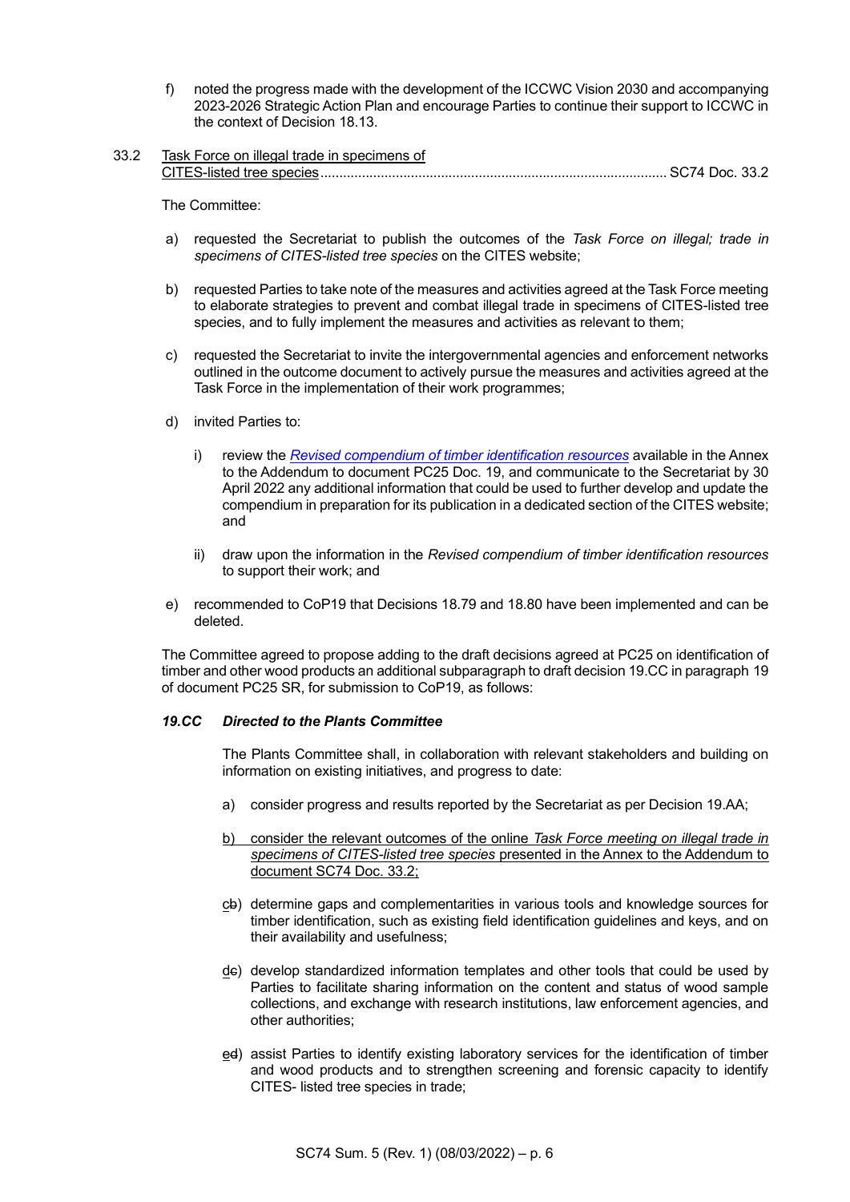f) noted the progress made with the development of the ICCWC Vision 2030 and accompanying 2023-2026 Strategic Action Plan and encourage Parties to continue their support to ICCWC in the context of Decision 18.13.

33.2 <u>Task Force on illegal trade in specimens of CITES-listed tree species</u>........................................................................................... SC74 Doc. 33.2

The Committee:

a) requested the Secretariat to publish the outcomes of the *Task Force on illegal; trade in specimens of CITES-listed tree species* on the CITES website;

b) requested Parties to take note of the measures and activities agreed at the Task Force meeting to elaborate strategies to prevent and combat illegal trade in specimens of CITES-listed tree species, and to fully implement the measures and activities as relevant to them;

c) requested the Secretariat to invite the intergovernmental agencies and enforcement networks outlined in the outcome document to actively pursue the measures and activities agreed at the Task Force in the implementation of their work programmes;

d) invited Parties to:

   i) review the *Revised compendium of timber identification resources* available in the Annex to the Addendum to document PC25 Doc. 19, and communicate to the Secretariat by 30 April 2022 any additional information that could be used to further develop and update the compendium in preparation for its publication in a dedicated section of the CITES website; and

   ii) draw upon the information in the *Revised compendium of timber identification resources* to support their work; and

e) recommended to CoP19 that Decisions 18.79 and 18.80 have been implemented and can be deleted.

The Committee agreed to propose adding to the draft decisions agreed at PC25 on identification of timber and other wood products an additional subparagraph to draft decision 19.CC in paragraph 19 of document PC25 SR, for submission to CoP19, as follows:

***19.CC Directed to the Plants Committee***

The Plants Committee shall, in collaboration with relevant stakeholders and building on information on existing initiatives, and progress to date:

a) consider progress and results reported by the Secretariat as per Decision 19.AA;

<u>b) consider the relevant outcomes of the online *Task Force meeting on illegal trade in specimens of CITES-listed tree species* presented in the Annex to the Addendum to document SC74 Doc. 33.2;</u>

<u>c</u>~~b~~) determine gaps and complementarities in various tools and knowledge sources for timber identification, such as existing field identification guidelines and keys, and on their availability and usefulness;

<u>d</u>~~c~~) develop standardized information templates and other tools that could be used by Parties to facilitate sharing information on the content and status of wood sample collections, and exchange with research institutions, law enforcement agencies, and other authorities;

<u>e</u>~~d~~) assist Parties to identify existing laboratory services for the identification of timber and wood products and to strengthen screening and forensic capacity to identify CITES- listed tree species in trade;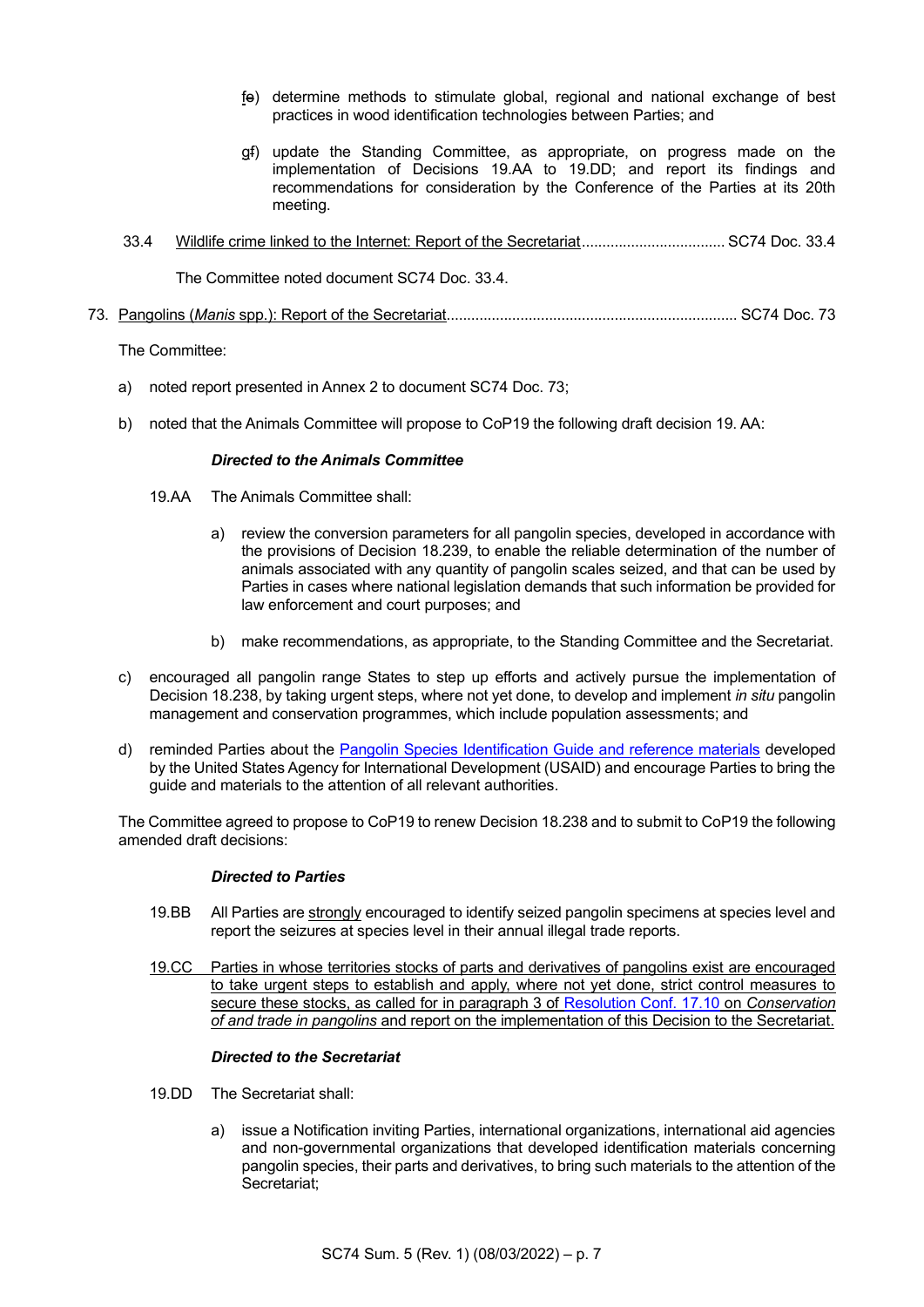fe) determine methods to stimulate global, regional and national exchange of best practices in wood identification technologies between Parties; and

gf) update the Standing Committee, as appropriate, on progress made on the implementation of Decisions 19.AA to 19.DD; and report its findings and recommendations for consideration by the Conference of the Parties at its 20th meeting.

33.4 Wildlife crime linked to the Internet: Report of the Secretariat.................................. SC74 Doc. 33.4

The Committee noted document SC74 Doc. 33.4.

73. Pangolins (*Manis* spp.): Report of the Secretariat...................................................................... SC74 Doc. 73

The Committee:

a) noted report presented in Annex 2 to document SC74 Doc. 73;

b) noted that the Animals Committee will propose to CoP19 the following draft decision 19. AA:

***Directed to the Animals Committee***

19.AA The Animals Committee shall:

a) review the conversion parameters for all pangolin species, developed in accordance with the provisions of Decision 18.239, to enable the reliable determination of the number of animals associated with any quantity of pangolin scales seized, and that can be used by Parties in cases where national legislation demands that such information be provided for law enforcement and court purposes; and

b) make recommendations, as appropriate, to the Standing Committee and the Secretariat.

c) encouraged all pangolin range States to step up efforts and actively pursue the implementation of Decision 18.238, by taking urgent steps, where not yet done, to develop and implement *in situ* pangolin management and conservation programmes, which include population assessments; and

d) reminded Parties about the Pangolin Species Identification Guide and reference materials developed by the United States Agency for International Development (USAID) and encourage Parties to bring the guide and materials to the attention of all relevant authorities.

The Committee agreed to propose to CoP19 to renew Decision 18.238 and to submit to CoP19 the following amended draft decisions:

***Directed to Parties***

19.BB All Parties are strongly encouraged to identify seized pangolin specimens at species level and report the seizures at species level in their annual illegal trade reports.

19.CC Parties in whose territories stocks of parts and derivatives of pangolins exist are encouraged to take urgent steps to establish and apply, where not yet done, strict control measures to secure these stocks, as called for in paragraph 3 of Resolution Conf. 17.10 on *Conservation of and trade in pangolins* and report on the implementation of this Decision to the Secretariat.

***Directed to the Secretariat***

19.DD The Secretariat shall:

a) issue a Notification inviting Parties, international organizations, international aid agencies and non-governmental organizations that developed identification materials concerning pangolin species, their parts and derivatives, to bring such materials to the attention of the Secretariat;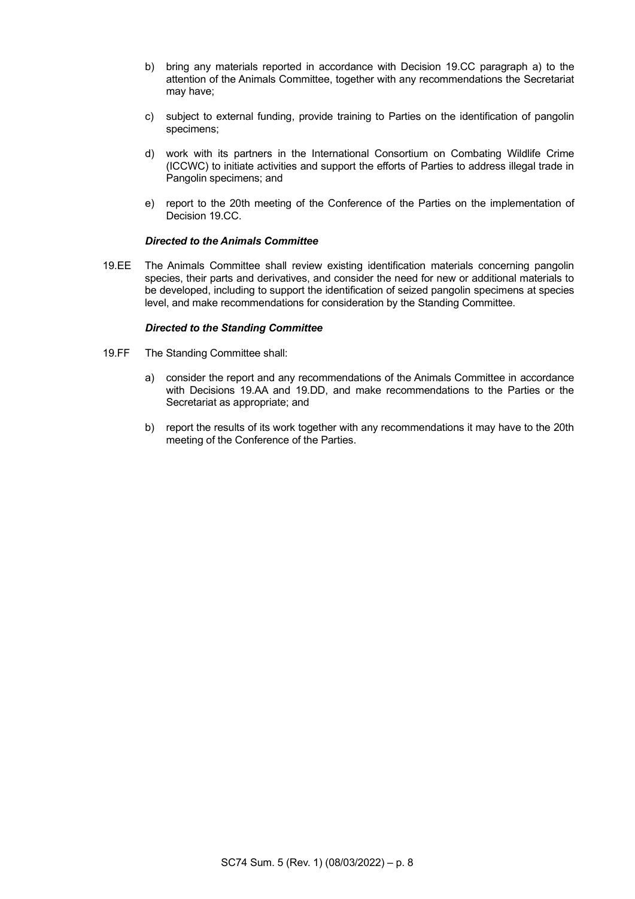b) bring any materials reported in accordance with Decision 19.CC paragraph a) to the attention of the Animals Committee, together with any recommendations the Secretariat may have;

c) subject to external funding, provide training to Parties on the identification of pangolin specimens;

d) work with its partners in the International Consortium on Combating Wildlife Crime (ICCWC) to initiate activities and support the efforts of Parties to address illegal trade in Pangolin specimens; and

e) report to the 20th meeting of the Conference of the Parties on the implementation of Decision 19.CC.

***Directed to the Animals Committee***

19.EE The Animals Committee shall review existing identification materials concerning pangolin species, their parts and derivatives, and consider the need for new or additional materials to be developed, including to support the identification of seized pangolin specimens at species level, and make recommendations for consideration by the Standing Committee.

***Directed to the Standing Committee***

19.FF The Standing Committee shall:

a) consider the report and any recommendations of the Animals Committee in accordance with Decisions 19.AA and 19.DD, and make recommendations to the Parties or the Secretariat as appropriate; and

b) report the results of its work together with any recommendations it may have to the 20th meeting of the Conference of the Parties.